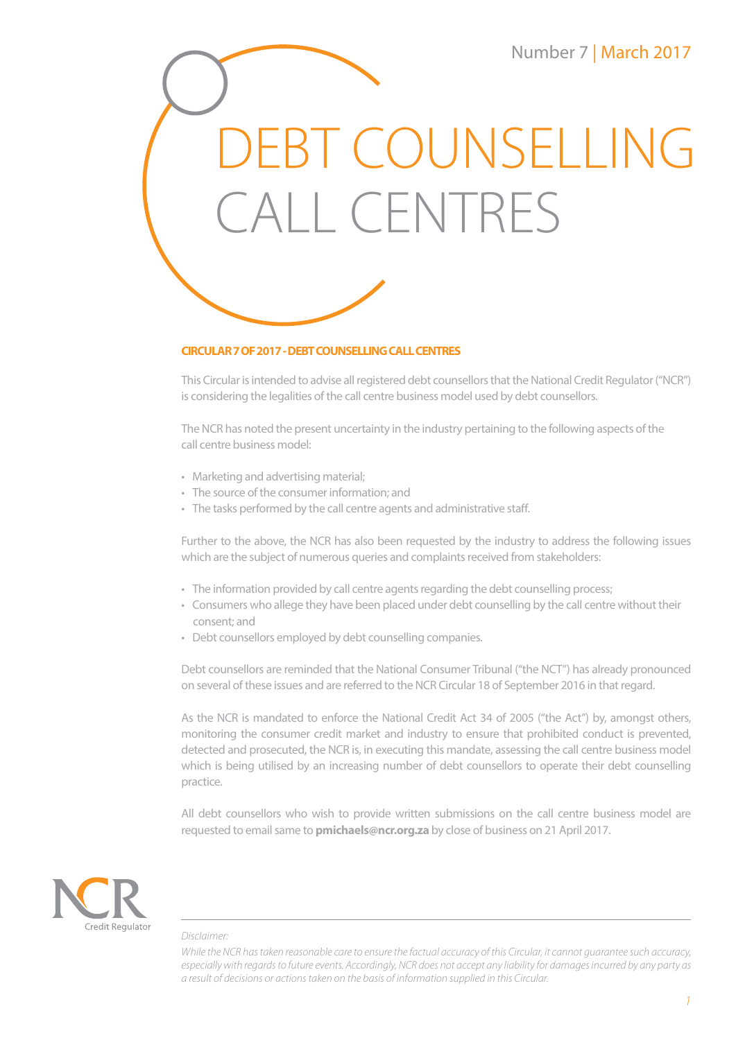Number 7 | March 2017

# DEBT COUNSELLING CALL CENTRES

**CIRCULAR 7 OF 2017 - DEBT COUNSELLING CALL CENTRES**

This Circular is intended to advise all registered debt counsellors that the National Credit Regulator ("NCR") is considering the legalities of the call centre business model used by debt counsellors.

The NCR has noted the present uncertainty in the industry pertaining to the following aspects of the call centre business model:

- Marketing and advertising material;
- The source of the consumer information; and
- The tasks performed by the call centre agents and administrative staff.

Further to the above, the NCR has also been requested by the industry to address the following issues which are the subject of numerous queries and complaints received from stakeholders:

- The information provided by call centre agents regarding the debt counselling process;
- Consumers who allege they have been placed under debt counselling by the call centre without their consent; and
- Debt counsellors employed by debt counselling companies.

Debt counsellors are reminded that the National Consumer Tribunal ("the NCT") has already pronounced on several of these issues and are referred to the NCR Circular 18 of September 2016 in that regard.

As the NCR is mandated to enforce the National Credit Act 34 of 2005 ("the Act") by, amongst others, monitoring the consumer credit market and industry to ensure that prohibited conduct is prevented, detected and prosecuted, the NCR is, in executing this mandate, assessing the call centre business model which is being utilised by an increasing number of debt counsellors to operate their debt counselling practice.

All debt counsellors who wish to provide written submissions on the call centre business model are requested to email same to **pmichaels@ncr.org.za** by close of business on 21 April 2017.

NCR Credit Regulator

*Disclaimer:*

*While the NCR has taken reasonable care to ensure the factual accuracy of this Circular, it cannot guarantee such accuracy, especially with regards to future events. Accordingly, NCR does not accept any liability for damages incurred by any party as a result of decisions or actions taken on the basis of information supplied in this Circular.*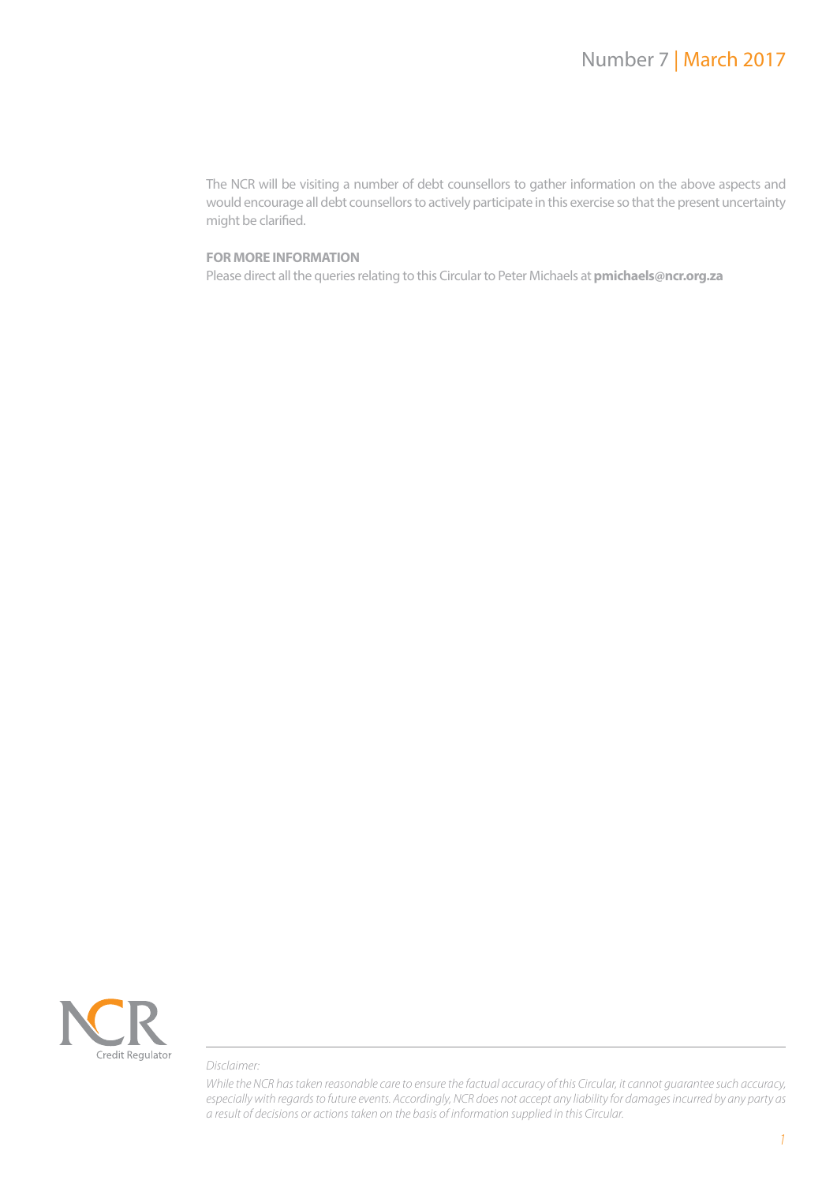The NCR will be visiting a number of debt counsellors to gather information on the above aspects and would encourage all debt counsellors to actively participate in this exercise so that the present uncertainty might be clarified.

**FOR MORE INFORMATION**

Please direct all the queries relating to this Circular to Peter Michaels at **pmichaels@ncr.org.za**

*Disclaimer:*

*While the NCR has taken reasonable care to ensure the factual accuracy of this Circular, it cannot guarantee such accuracy, especially with regards to future events. Accordingly, NCR does not accept any liability for damages incurred by any party as a result of decisions or actions taken on the basis of information supplied in this Circular.*